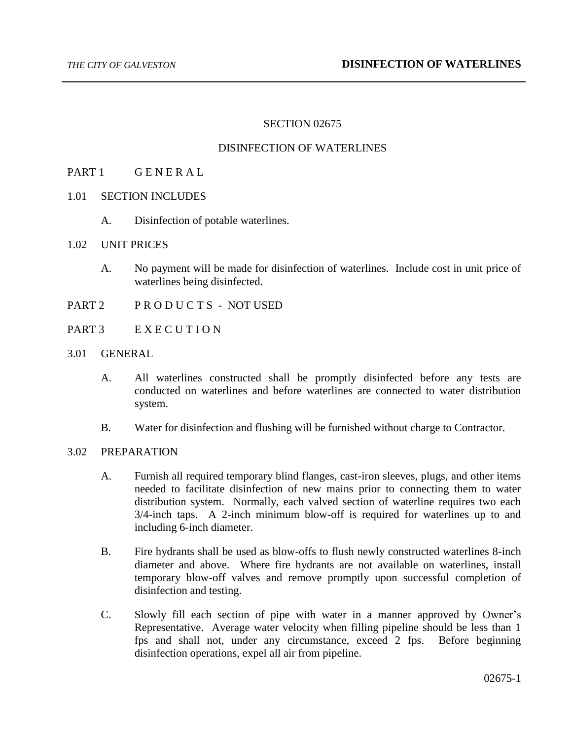# SECTION 02675

# DISINFECTION OF WATERLINES

## PART 1 G E N E R A L

### 1.01 SECTION INCLUDES

A. Disinfection of potable waterlines.

### 1.02 UNIT PRICES

A. No payment will be made for disinfection of waterlines. Include cost in unit price of waterlines being disinfected.

## PART 2 P R O D U C T S - NOT USED

## PART 3 E X E C U T I O N

### 3.01 GENERAL

A. All waterlines constructed shall be promptly disinfected before any tests are conducted on waterlines and before waterlines are connected to water distribution system.

B. Water for disinfection and flushing will be furnished without charge to Contractor.

### 3.02 PREPARATION

A. Furnish all required temporary blind flanges, cast-iron sleeves, plugs, and other items needed to facilitate disinfection of new mains prior to connecting them to water distribution system. Normally, each valved section of waterline requires two each 3/4-inch taps. A 2-inch minimum blow-off is required for waterlines up to and including 6-inch diameter.

B. Fire hydrants shall be used as blow-offs to flush newly constructed waterlines 8-inch diameter and above. Where fire hydrants are not available on waterlines, install temporary blow-off valves and remove promptly upon successful completion of disinfection and testing.

C. Slowly fill each section of pipe with water in a manner approved by Owner's Representative. Average water velocity when filling pipeline should be less than 1 fps and shall not, under any circumstance, exceed 2 fps. Before beginning disinfection operations, expel all air from pipeline.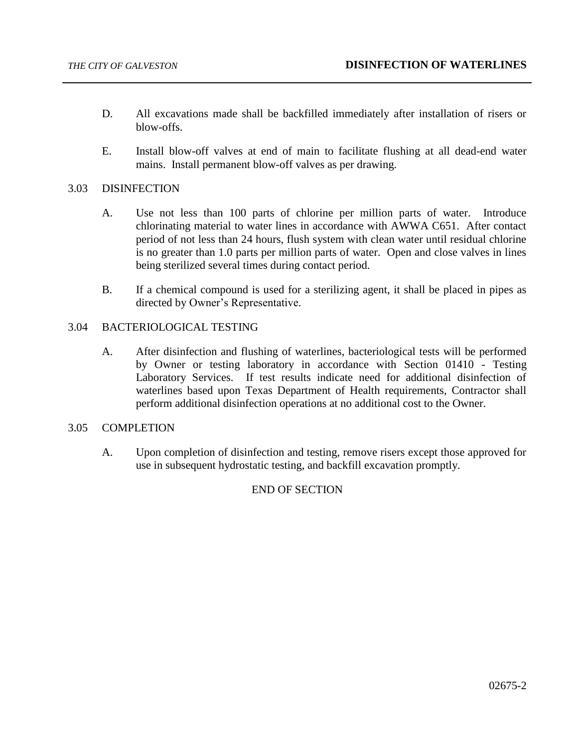D. All excavations made shall be backfilled immediately after installation of risers or blow-offs.

E. Install blow-off valves at end of main to facilitate flushing at all dead-end water mains. Install permanent blow-off valves as per drawing.

## 3.03 DISINFECTION

A. Use not less than 100 parts of chlorine per million parts of water. Introduce chlorinating material to water lines in accordance with AWWA C651. After contact period of not less than 24 hours, flush system with clean water until residual chlorine is no greater than 1.0 parts per million parts of water. Open and close valves in lines being sterilized several times during contact period.

B. If a chemical compound is used for a sterilizing agent, it shall be placed in pipes as directed by Owner's Representative.

## 3.04 BACTERIOLOGICAL TESTING

A. After disinfection and flushing of waterlines, bacteriological tests will be performed by Owner or testing laboratory in accordance with Section 01410 - Testing Laboratory Services. If test results indicate need for additional disinfection of waterlines based upon Texas Department of Health requirements, Contractor shall perform additional disinfection operations at no additional cost to the Owner.

## 3.05 COMPLETION

A. Upon completion of disinfection and testing, remove risers except those approved for use in subsequent hydrostatic testing, and backfill excavation promptly.

END OF SECTION